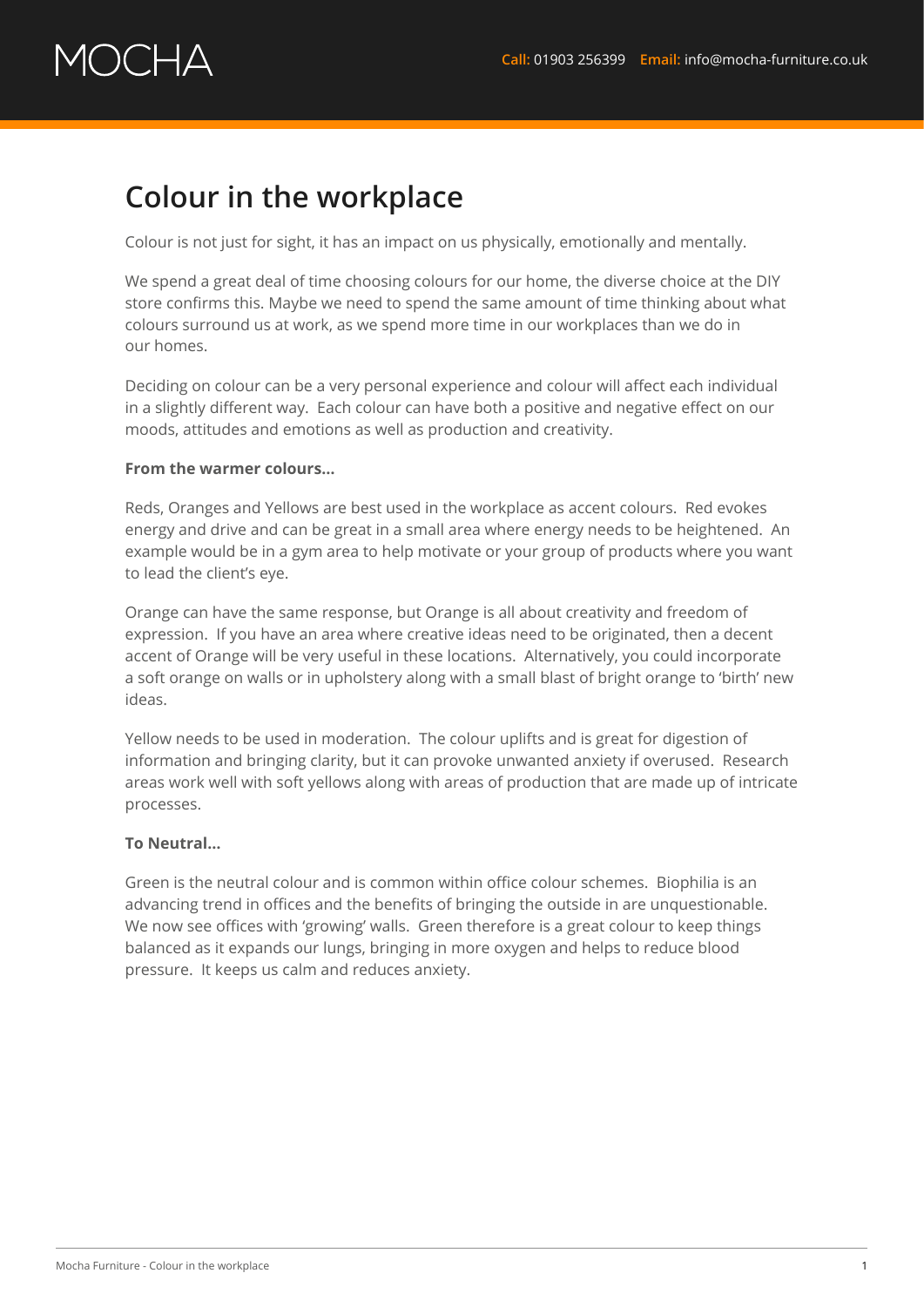# Colour in the workplace

Colour is not just for sight, it has an impact on us physically, emotionally and mentally.

We spend a great deal of time choosing colours for our home, the diverse choice at the DIY store confirms this. Maybe we need to spend the same amount of time thinking about what colours surround us at work, as we spend more time in our workplaces than we do in our homes.

Deciding on colour can be a very personal experience and colour will affect each individual in a slightly different way. Each colour can have both a positive and negative effect on our moods, attitudes and emotions as well as production and creativity.

**From the warmer colours...**

Reds, Oranges and Yellows are best used in the workplace as accent colours. Red evokes energy and drive and can be great in a small area where energy needs to be heightened. An example would be in a gym area to help motivate or your group of products where you want to lead the client's eye.

Orange can have the same response, but Orange is all about creativity and freedom of expression. If you have an area where creative ideas need to be originated, then a decent accent of Orange will be very useful in these locations. Alternatively, you could incorporate a soft orange on walls or in upholstery along with a small blast of bright orange to 'birth' new ideas.

Yellow needs to be used in moderation. The colour uplifts and is great for digestion of information and bringing clarity, but it can provoke unwanted anxiety if overused. Research areas work well with soft yellows along with areas of production that are made up of intricate processes.

**To Neutral...**

Green is the neutral colour and is common within office colour schemes. Biophilia is an advancing trend in offices and the benefits of bringing the outside in are unquestionable. We now see offices with 'growing' walls. Green therefore is a great colour to keep things balanced as it expands our lungs, bringing in more oxygen and helps to reduce blood pressure. It keeps us calm and reduces anxiety.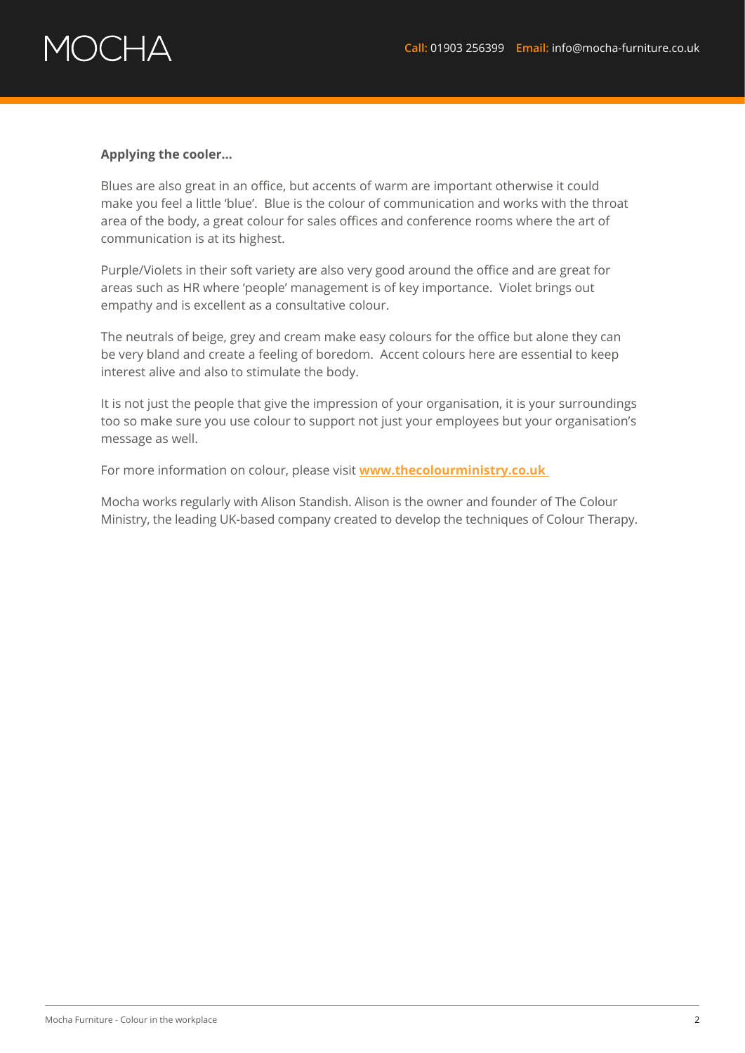**Applying the cooler…**

Blues are also great in an office, but accents of warm are important otherwise it could make you feel a little 'blue'. Blue is the colour of communication and works with the throat area of the body, a great colour for sales offices and conference rooms where the art of communication is at its highest.

Purple/Violets in their soft variety are also very good around the office and are great for areas such as HR where 'people' management is of key importance. Violet brings out empathy and is excellent as a consultative colour.

The neutrals of beige, grey and cream make easy colours for the office but alone they can be very bland and create a feeling of boredom. Accent colours here are essential to keep interest alive and also to stimulate the body.

It is not just the people that give the impression of your organisation, it is your surroundings too so make sure you use colour to support not just your employees but your organisation's message as well.

For more information on colour, please visit **www.thecolourministry.co.uk**

Mocha works regularly with Alison Standish. Alison is the owner and founder of The Colour Ministry, the leading UK-based company created to develop the techniques of Colour Therapy.